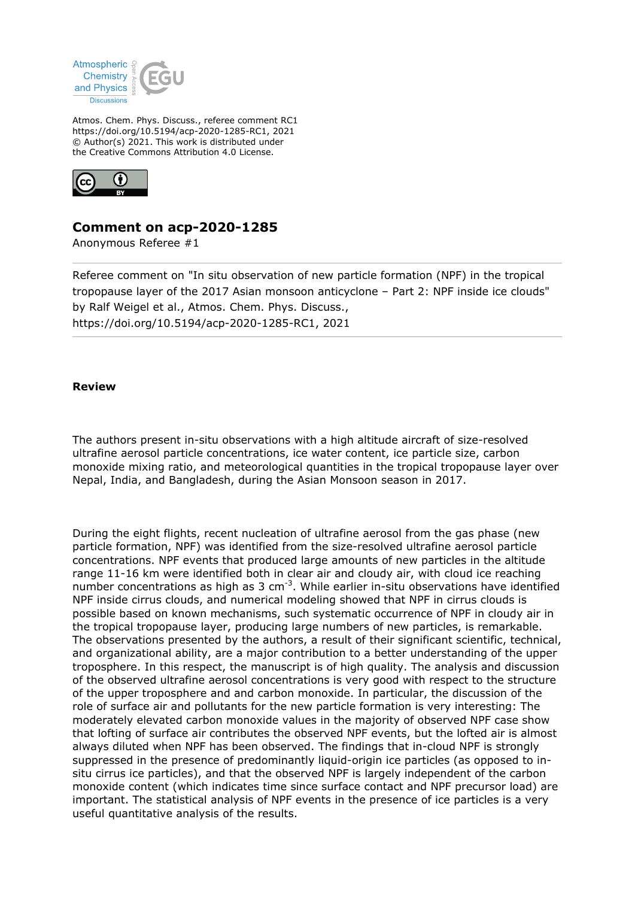Atmospheric Chemistry and Physics Discussions

Atmos. Chem. Phys. Discuss., referee comment RC1
https://doi.org/10.5194/acp-2020-1285-RC1, 2021
© Author(s) 2021. This work is distributed under
the Creative Commons Attribution 4.0 License.

## Comment on acp-2020-1285

Anonymous Referee #1

Referee comment on "In situ observation of new particle formation (NPF) in the tropical tropopause layer of the 2017 Asian monsoon anticyclone – Part 2: NPF inside ice clouds" by Ralf Weigel et al., Atmos. Chem. Phys. Discuss., https://doi.org/10.5194/acp-2020-1285-RC1, 2021

**Review**

The authors present in-situ observations with a high altitude aircraft of size-resolved ultrafine aerosol particle concentrations, ice water content, ice particle size, carbon monoxide mixing ratio, and meteorological quantities in the tropical tropopause layer over Nepal, India, and Bangladesh, during the Asian Monsoon season in 2017.

During the eight flights, recent nucleation of ultrafine aerosol from the gas phase (new particle formation, NPF) was identified from the size-resolved ultrafine aerosol particle concentrations. NPF events that produced large amounts of new particles in the altitude range 11-16 km were identified both in clear air and cloudy air, with cloud ice reaching number concentrations as high as 3 $cm^{-3}$. While earlier in-situ observations have identified NPF inside cirrus clouds, and numerical modeling showed that NPF in cirrus clouds is possible based on known mechanisms, such systematic occurrence of NPF in cloudy air in the tropical tropopause layer, producing large numbers of new particles, is remarkable. The observations presented by the authors, a result of their significant scientific, technical, and organizational ability, are a major contribution to a better understanding of the upper troposphere. In this respect, the manuscript is of high quality. The analysis and discussion of the observed ultrafine aerosol concentrations is very good with respect to the structure of the upper troposphere and and carbon monoxide. In particular, the discussion of the role of surface air and pollutants for the new particle formation is very interesting: The moderately elevated carbon monoxide values in the majority of observed NPF case show that lofting of surface air contributes the observed NPF events, but the lofted air is almost always diluted when NPF has been observed. The findings that in-cloud NPF is strongly suppressed in the presence of predominantly liquid-origin ice particles (as opposed to in-situ cirrus ice particles), and that the observed NPF is largely independent of the carbon monoxide content (which indicates time since surface contact and NPF precursor load) are important. The statistical analysis of NPF events in the presence of ice particles is a very useful quantitative analysis of the results.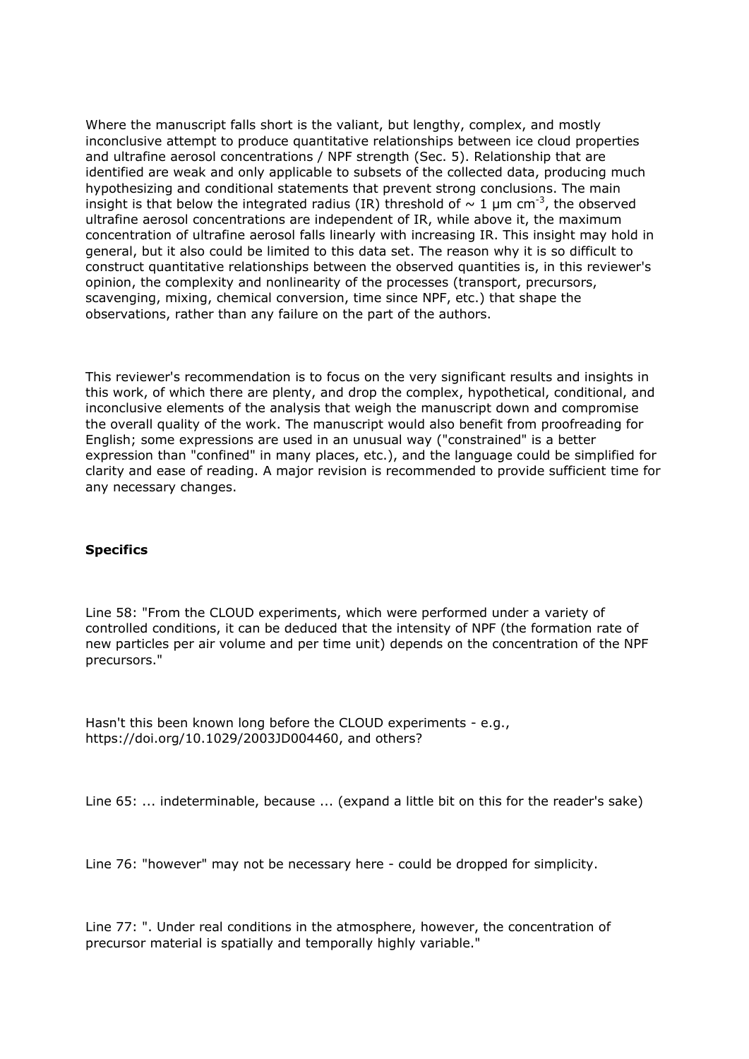Where the manuscript falls short is the valiant, but lengthy, complex, and mostly inconclusive attempt to produce quantitative relationships between ice cloud properties and ultrafine aerosol concentrations / NPF strength (Sec. 5). Relationship that are identified are weak and only applicable to subsets of the collected data, producing much hypothesizing and conditional statements that prevent strong conclusions. The main insight is that below the integrated radius (IR) threshold of ~ 1 µm cm$^{-3}$, the observed ultrafine aerosol concentrations are independent of IR, while above it, the maximum concentration of ultrafine aerosol falls linearly with increasing IR. This insight may hold in general, but it also could be limited to this data set. The reason why it is so difficult to construct quantitative relationships between the observed quantities is, in this reviewer's opinion, the complexity and nonlinearity of the processes (transport, precursors, scavenging, mixing, chemical conversion, time since NPF, etc.) that shape the observations, rather than any failure on the part of the authors.

This reviewer's recommendation is to focus on the very significant results and insights in this work, of which there are plenty, and drop the complex, hypothetical, conditional, and inconclusive elements of the analysis that weigh the manuscript down and compromise the overall quality of the work. The manuscript would also benefit from proofreading for English; some expressions are used in an unusual way ("constrained" is a better expression than "confined" in many places, etc.), and the language could be simplified for clarity and ease of reading. A major revision is recommended to provide sufficient time for any necessary changes.

**Specifics**

Line 58: "From the CLOUD experiments, which were performed under a variety of controlled conditions, it can be deduced that the intensity of NPF (the formation rate of new particles per air volume and per time unit) depends on the concentration of the NPF precursors."

Hasn't this been known long before the CLOUD experiments - e.g., https://doi.org/10.1029/2003JD004460, and others?

Line 65: ... indeterminable, because ... (expand a little bit on this for the reader's sake)

Line 76: "however" may not be necessary here - could be dropped for simplicity.

Line 77: ". Under real conditions in the atmosphere, however, the concentration of precursor material is spatially and temporally highly variable."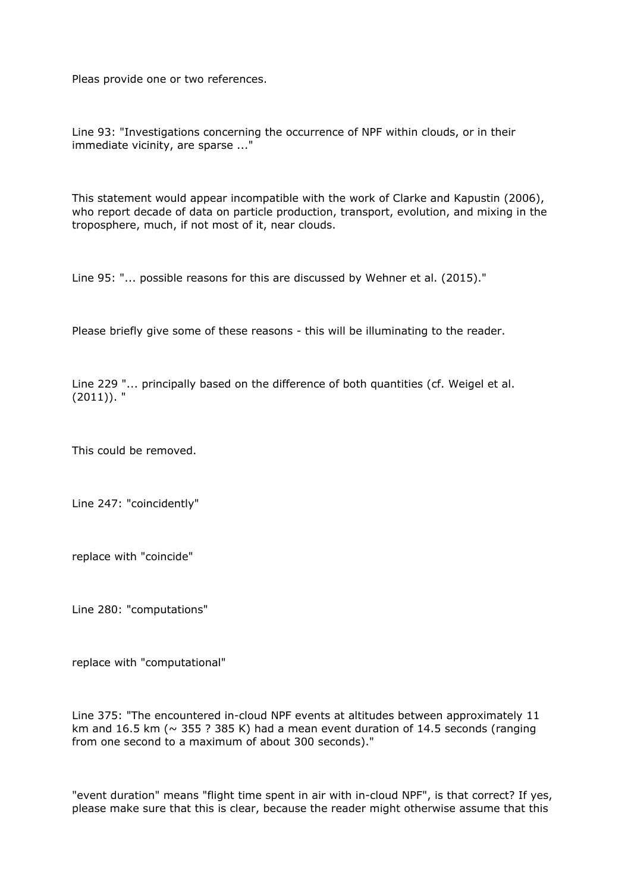Pleas provide one or two references.

Line 93: "Investigations concerning the occurrence of NPF within clouds, or in their immediate vicinity, are sparse ..."

This statement would appear incompatible with the work of Clarke and Kapustin (2006), who report decade of data on particle production, transport, evolution, and mixing in the troposphere, much, if not most of it, near clouds.

Line 95: "... possible reasons for this are discussed by Wehner et al. (2015)."

Please briefly give some of these reasons - this will be illuminating to the reader.

Line 229 "... principally based on the difference of both quantities (cf. Weigel et al. (2011)). "

This could be removed.

Line 247: "coincidently"

replace with "coincide"

Line 280: "computations"

replace with "computational"

Line 375: "The encountered in-cloud NPF events at altitudes between approximately 11 km and 16.5 km (~ 355 ? 385 K) had a mean event duration of 14.5 seconds (ranging from one second to a maximum of about 300 seconds)."

"event duration" means "flight time spent in air with in-cloud NPF", is that correct? If yes, please make sure that this is clear, because the reader might otherwise assume that this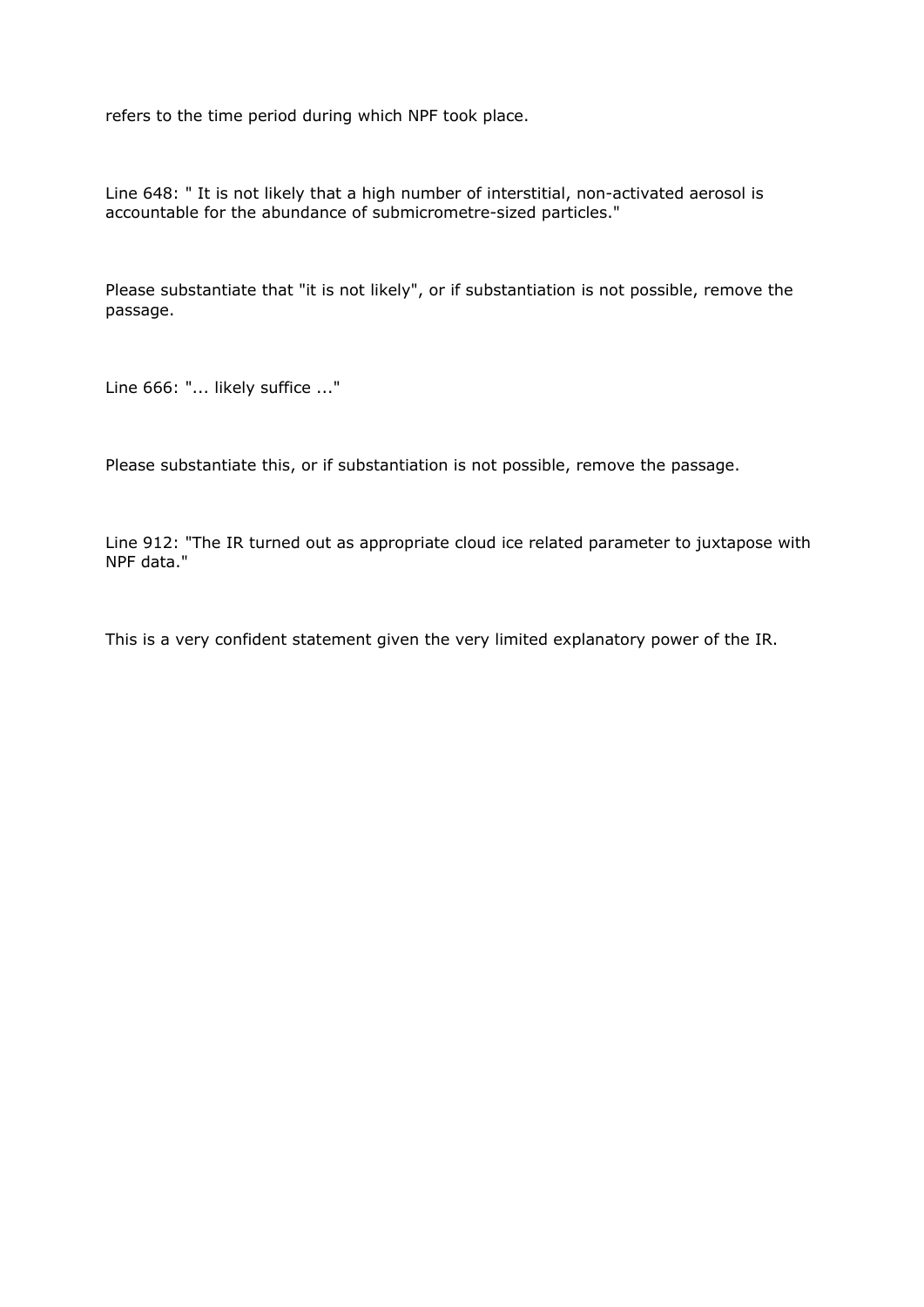refers to the time period during which NPF took place.

Line 648: " It is not likely that a high number of interstitial, non-activated aerosol is accountable for the abundance of submicrometre-sized particles."

Please substantiate that "it is not likely", or if substantiation is not possible, remove the passage.

Line 666: "... likely suffice ..."

Please substantiate this, or if substantiation is not possible, remove the passage.

Line 912: "The IR turned out as appropriate cloud ice related parameter to juxtapose with NPF data."

This is a very confident statement given the very limited explanatory power of the IR.